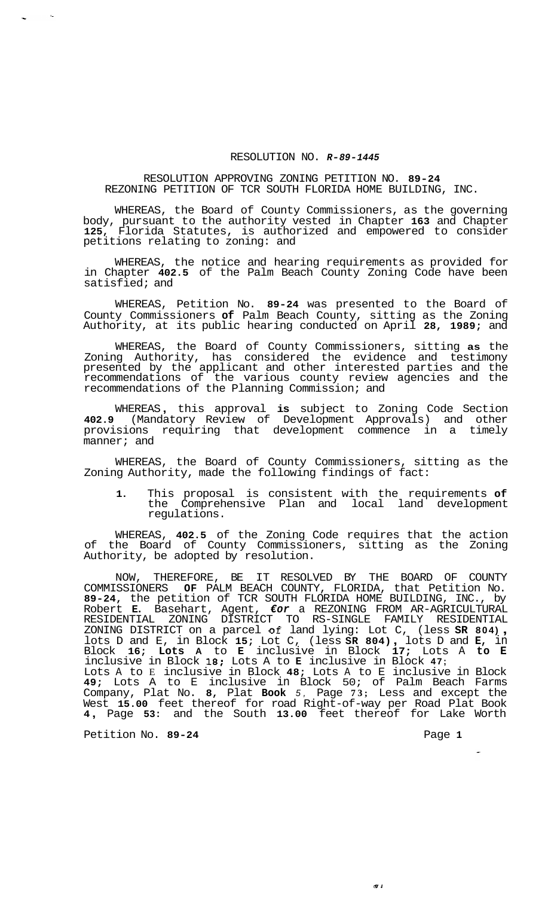RESOLUTION NO. ***R-89-1445***

RESOLUTION APPROVING ZONING PETITION NO. **89-24**
REZONING PETITION OF TCR SOUTH FLORIDA HOME BUILDING, INC.

WHEREAS, the Board of County Commissioners, as the governing body, pursuant to the authority vested in Chapter **163** and Chapter **125**, Florida Statutes, is authorized and empowered to consider petitions relating to zoning: and

WHEREAS, the notice and hearing requirements as provided for in Chapter **402.5** of the Palm Beach County Zoning Code have been satisfied; and

WHEREAS, Petition No. **89-24** was presented to the Board of County Commissioners **of** Palm Beach County, sitting as the Zoning Authority, at its public hearing conducted on April **28**, **1989**; and

WHEREAS, the Board of County Commissioners, sitting **as** the Zoning Authority, has considered the evidence and testimony presented by the applicant and other interested parties and the recommendations of the various county review agencies and the recommendations of the Planning Commission; and

WHEREAS, this approval **is** subject to Zoning Code Section **402.9** (Mandatory Review of Development Approvals) and other provisions requiring that development commence in a timely manner; and

WHEREAS, the Board of County Commissioners, sitting as the Zoning Authority, made the following findings of fact:

1. This proposal is consistent with the requirements **of** the Comprehensive Plan and local land development regulations.

WHEREAS, **402.5** of the Zoning Code requires that the action of the Board of County Commissioners, sitting as the Zoning Authority, be adopted by resolution.

NOW, THEREFORE, BE IT RESOLVED BY THE BOARD OF COUNTY COMMISSIONERS **OF** PALM BEACH COUNTY, FLORIDA, that Petition No. **89-24**, the petition of TCR SOUTH FLORIDA HOME BUILDING, INC., by Robert **E.** Basehart, Agent, ***€or*** a REZONING FROM AR-AGRICULTURAL RESIDENTIAL ZONING DISTRICT TO RS-SINGLE FAMILY RESIDENTIAL ZONING DISTRICT on a parcel of land lying: Lot C, (less **SR 804)**, lots D and E, in Block **15**; Lot C, (less **SR 804)**, lots D and **E**, in Block **16**; **Lots A** to **E** inclusive in Block **17**; Lots A **to E** inclusive in Block **18**; Lots A to **E** inclusive in Block **47**; Lots A to E inclusive in Block **48**; Lots A to E inclusive in Block **49**; Lots A to E inclusive in Block 50; of Palm Beach Farms Company, Plat No. **8**, Plat **Book** 5, Page **73**; Less and except the West **15.00** feet thereof for road Right-of-way per Road Plat Book **4**, Page **53**: and the South **13.00** feet thereof for Lake Worth

Petition No. **89-24**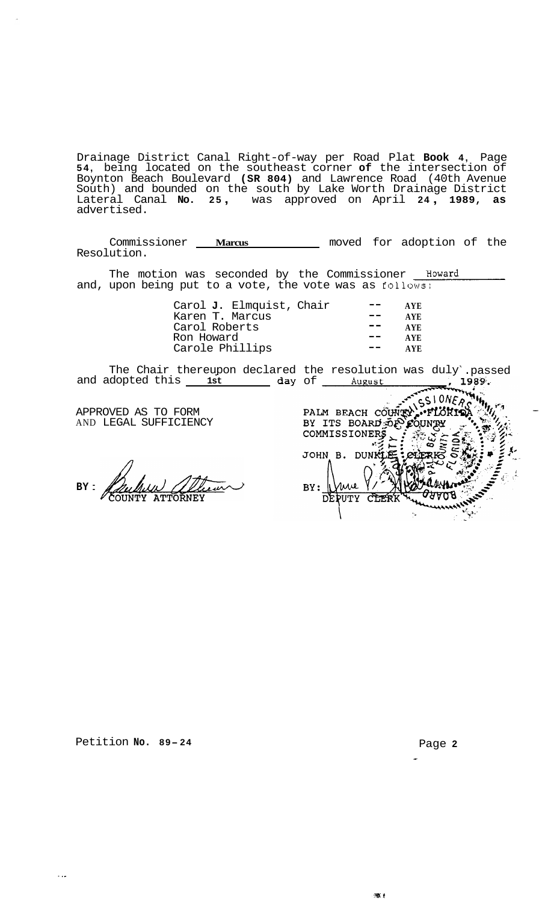Drainage District Canal Right-of-way per Road Plat **Book 4**, Page **54**, being located on the southeast corner **of** the intersection of Boynton Beach Boulevard **(SR 804)** and Lawrence Road (40th Avenue South) and bounded on the south by Lake Worth Drainage District Lateral Canal **No. 25,** was approved on April **24, 1989, as** advertised.

Commissioner **Marcus** moved for adoption of the Resolution.

The motion was seconded by the Commissioner Howard and, upon being put to a vote, the vote was as follows:

| | | |
|---|---|---|
| Carol **J.** Elmquist, Chair | -- | **AYE** |
| Karen T. Marcus | -- | **AYE** |
| Carol Roberts | -- | **AYE** |
| Ron Howard | -- | **AYE** |
| Carole Phillips | -- | **AYE** |

The Chair thereupon declared the resolution was duly passed and adopted this **1st** day of August, **1989.**

APPROVED AS TO FORM
AND LEGAL SUFFICIENCY

BY: COUNTY ATTORNEY

PALM BEACH COUNTY, FLORIDA
BY ITS BOARD OF COUNTY
COMMISSIONERS

JOHN B. DUNKLE, CLERK

BY: DEPUTY CLERK

Petition **No. 89-24**